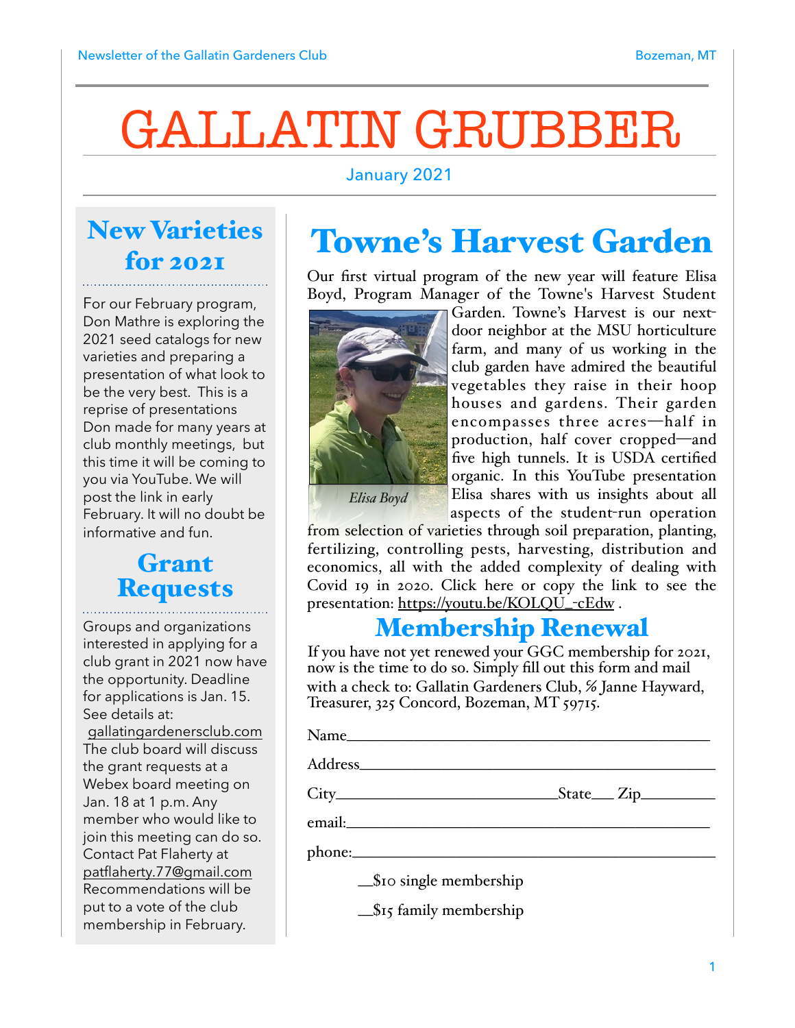# GALLATIN GRUBBER

January 2021

## Towne's Harvest Garden

Our first virtual program of the new year will feature Elisa Boyd, Program Manager of the Towne's Harvest Student Garden. Towne's Harvest is our next-door neighbor at the MSU horticulture farm, and many of us working in the club garden have admired the beautiful vegetables they raise in their hoop houses and gardens. Their garden encompasses three acres—half in production, half cover cropped—and five high tunnels. It is USDA certified organic. In this YouTube presentation Elisa shares with us insights about all aspects of the student-run operation from selection of varieties through soil preparation, planting, fertilizing, controlling pests, harvesting, distribution and economics, all with the added complexity of dealing with Covid 19 in 2020. Click here or copy the link to see the presentation: https://youtu.be/KOLQU_-cEdw .

*Elisa Boyd*

## Membership Renewal

If you have not yet renewed your GGC membership for 2021, now is the time to do so. Simply fill out this form and mail with a check to: Gallatin Gardeners Club, ℅ Janne Hayward, Treasurer, 325 Concord, Bozeman, MT 59715.

Name\_\_\_\_\_\_\_\_\_\_\_\_\_\_\_\_\_\_\_\_\_\_\_\_\_\_\_\_\_\_\_\_\_\_\_\_\_\_\_\_

Address\_\_\_\_\_\_\_\_\_\_\_\_\_\_\_\_\_\_\_\_\_\_\_\_\_\_\_\_\_\_\_\_\_\_\_\_\_\_\_

City\_\_\_\_\_\_\_\_\_\_\_\_\_\_\_\_\_\_\_\_\_\_\_\_\_State\_\_\_ Zip\_\_\_\_\_\_\_

email:\_\_\_\_\_\_\_\_\_\_\_\_\_\_\_\_\_\_\_\_\_\_\_\_\_\_\_\_\_\_\_\_\_\_\_\_\_\_\_\_

phone:\_\_\_\_\_\_\_\_\_\_\_\_\_\_\_\_\_\_\_\_\_\_\_\_\_\_\_\_\_\_\_\_\_\_\_\_\_\_\_

\_\_$10 single membership

\_\_$15 family membership

## New Varieties for 2021

For our February program, Don Mathre is exploring the 2021 seed catalogs for new varieties and preparing a presentation of what look to be the very best. This is a reprise of presentations Don made for many years at club monthly meetings, but this time it will be coming to you via YouTube. We will post the link in early February. It will no doubt be informative and fun.

## Grant Requests

Groups and organizations interested in applying for a club grant in 2021 now have the opportunity. Deadline for applications is Jan. 15. See details at: gallatingardenersclub.com The club board will discuss the grant requests at a Webex board meeting on Jan. 18 at 1 p.m. Any member who would like to join this meeting can do so. Contact Pat Flaherty at patflaherty.77@gmail.com Recommendations will be put to a vote of the club membership in February.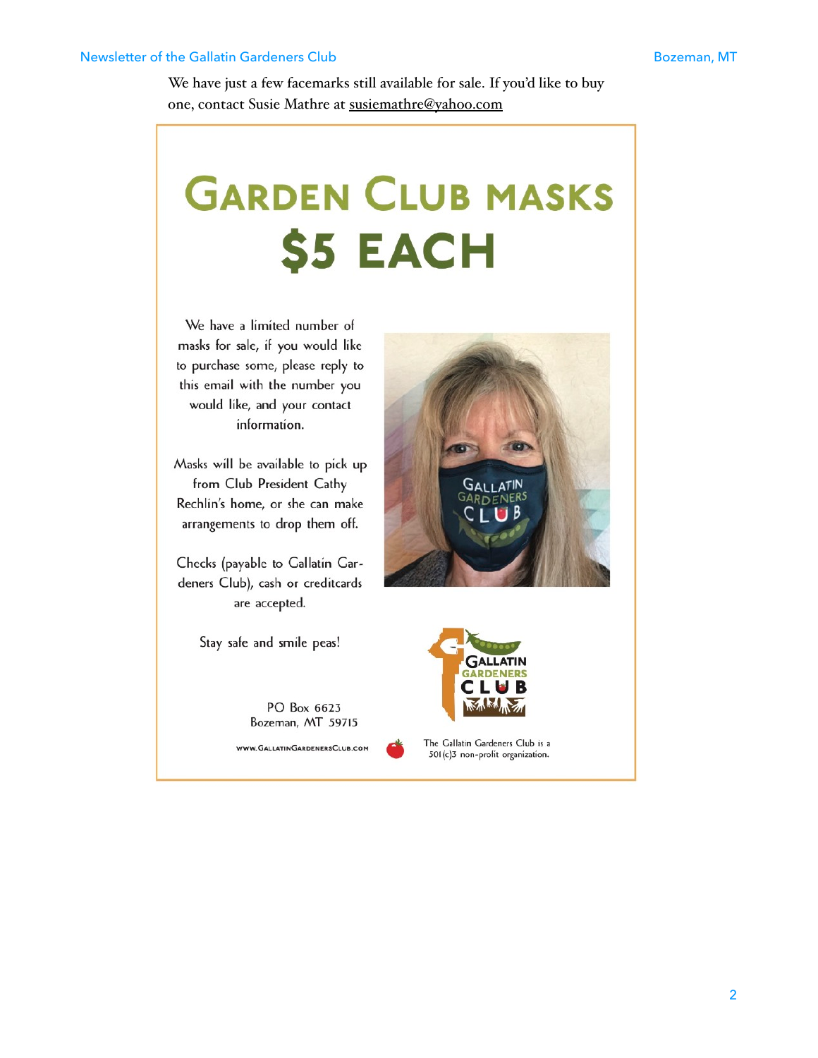We have just a few facemarks still available for sale. If you'd like to buy one, contact Susie Mathre at susiemathre@yahoo.com

# Garden Club masks
# $5 EACH

We have a limited number of masks for sale, if you would like to purchase some, please reply to this email with the number you would like, and your contact information.

Masks will be available to pick up from Club President Cathy Rechlin's home, or she can make arrangements to drop them off.

Checks (payable to Gallatin Gardeners Club), cash or creditcards are accepted.

Stay safe and smile peas!

PO Box 6623
Bozeman, MT 59715

www.GallatinGardenersClub.com

The Gallatin Gardeners Club is a 501(c)3 non-profit organization.